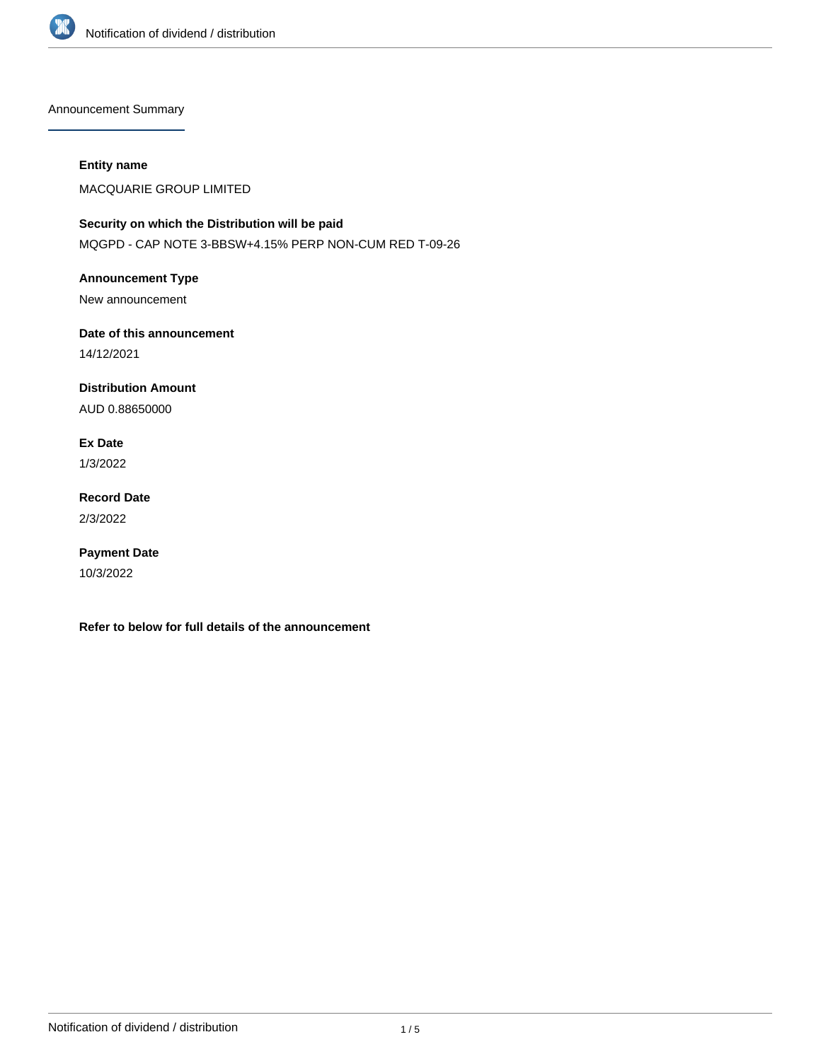## Announcement Summary

**Entity name**

MACQUARIE GROUP LIMITED

**Security on which the Distribution will be paid**

MQGPD - CAP NOTE 3-BBSW+4.15% PERP NON-CUM RED T-09-26

**Announcement Type**

New announcement

**Date of this announcement**

14/12/2021

**Distribution Amount**

AUD 0.88650000

**Ex Date**

1/3/2022

**Record Date**

2/3/2022

**Payment Date**

10/3/2022

**Refer to below for full details of the announcement**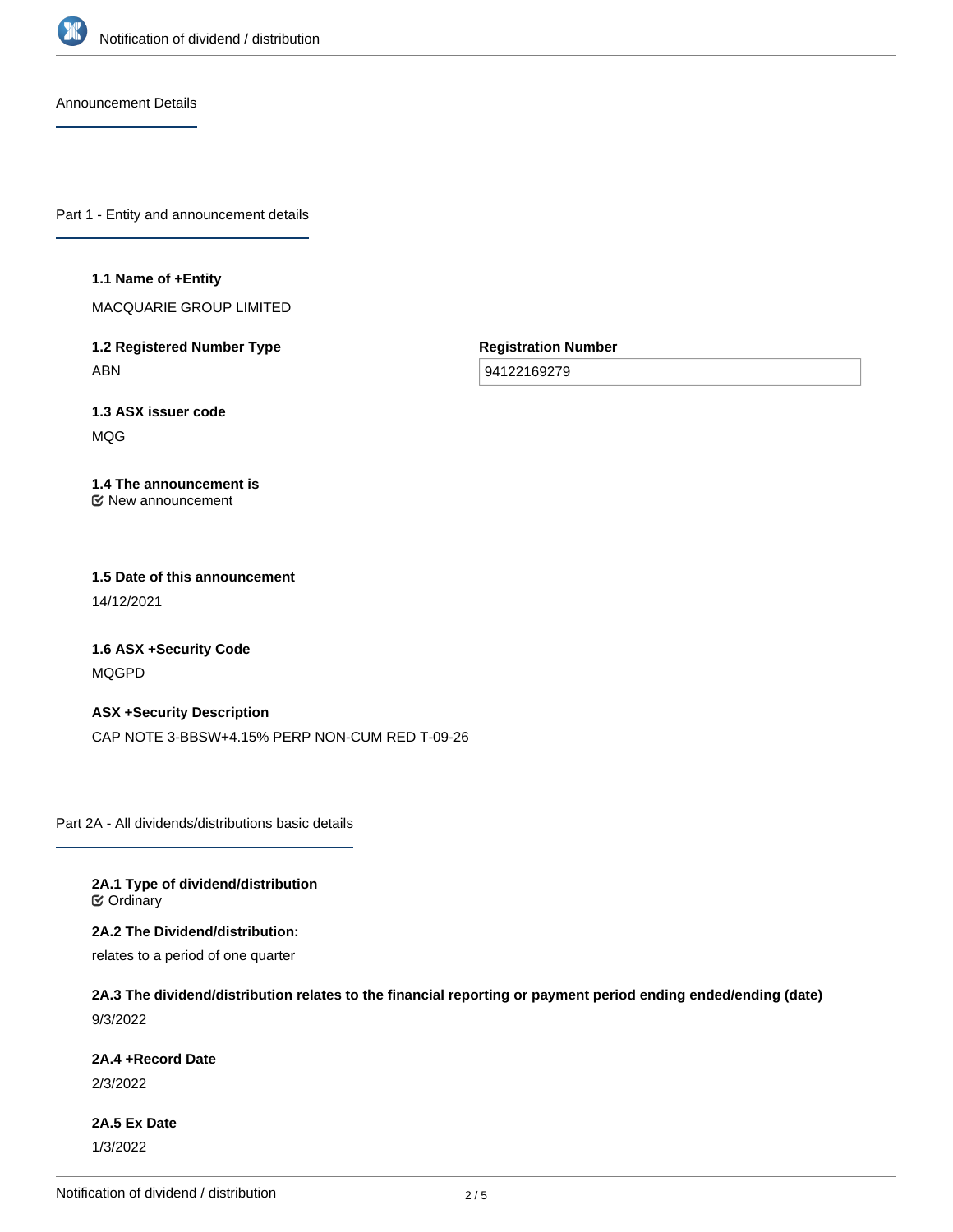## Announcement Details

## Part 1 - Entity and announcement details

**1.1 Name of +Entity**

MACQUARIE GROUP LIMITED

**1.2 Registered Number Type**

ABN

**Registration Number**

94122169279

**1.3 ASX issuer code**

MQG

**1.4 The announcement is**

New announcement

**1.5 Date of this announcement**

14/12/2021

**1.6 ASX +Security Code**

MQGPD

**ASX +Security Description**

CAP NOTE 3-BBSW+4.15% PERP NON-CUM RED T-09-26

## Part 2A - All dividends/distributions basic details

**2A.1 Type of dividend/distribution**

Ordinary

**2A.2 The Dividend/distribution:**

relates to a period of one quarter

**2A.3 The dividend/distribution relates to the financial reporting or payment period ending ended/ending (date)**

9/3/2022

**2A.4 +Record Date**

2/3/2022

**2A.5 Ex Date**

1/3/2022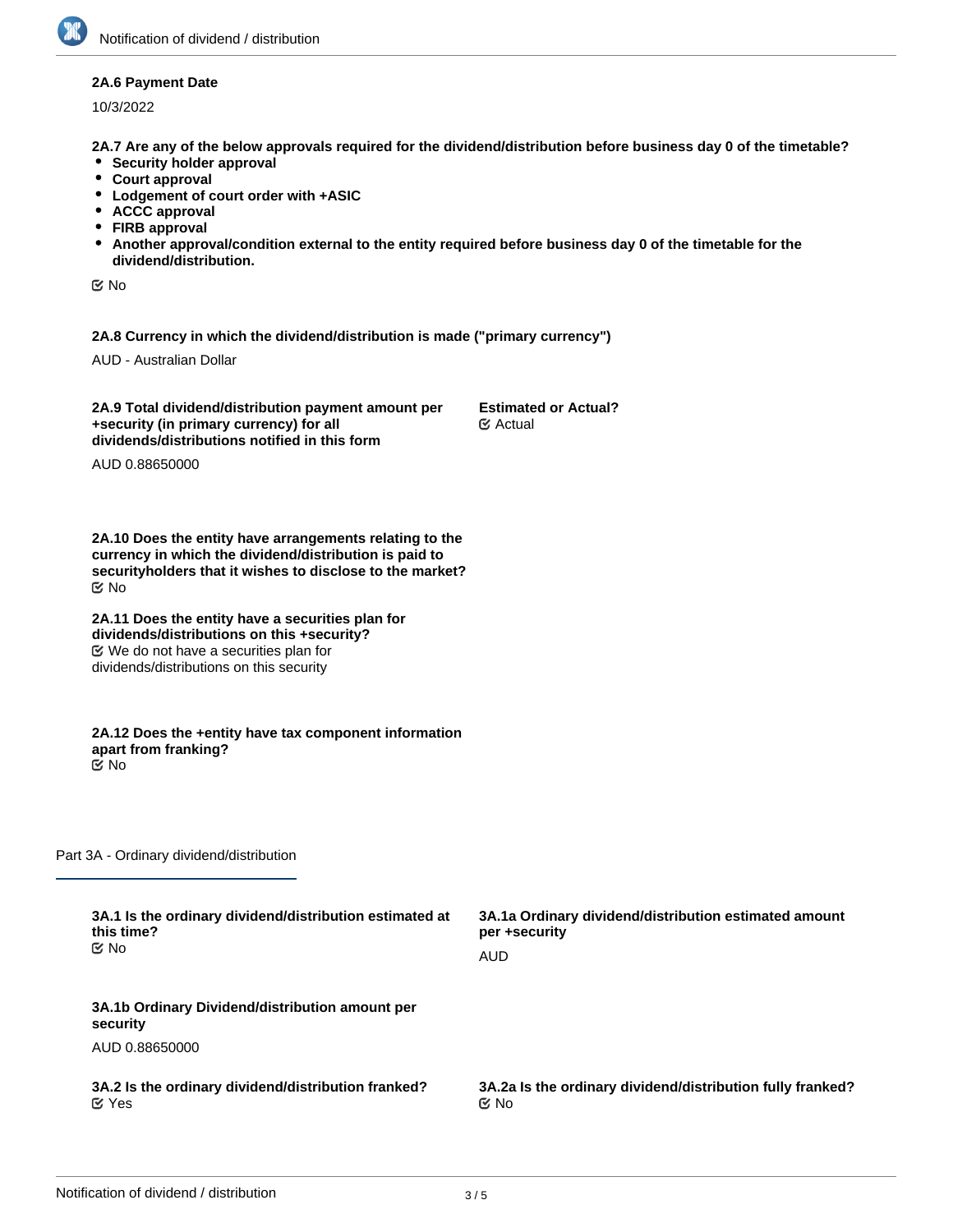**2A.6 Payment Date**

10/3/2022

**2A.7 Are any of the below approvals required for the dividend/distribution before business day 0 of the timetable?**

- **Security holder approval**
- **Court approval**
- **Lodgement of court order with +ASIC**
- **ACCC approval**
- **FIRB approval**
- **Another approval/condition external to the entity required before business day 0 of the timetable for the dividend/distribution.**

No

**2A.8 Currency in which the dividend/distribution is made ("primary currency")**

AUD - Australian Dollar

**2A.9 Total dividend/distribution payment amount per +security (in primary currency) for all dividends/distributions notified in this form**

AUD 0.88650000

**Estimated or Actual?**

Actual

**2A.10 Does the entity have arrangements relating to the currency in which the dividend/distribution is paid to securityholders that it wishes to disclose to the market?**

No

**2A.11 Does the entity have a securities plan for dividends/distributions on this +security?**

We do not have a securities plan for dividends/distributions on this security

**2A.12 Does the +entity have tax component information apart from franking?**

No

## Part 3A - Ordinary dividend/distribution

**3A.1 Is the ordinary dividend/distribution estimated at this time?**

No

**3A.1a Ordinary dividend/distribution estimated amount per +security**

AUD

**3A.1b Ordinary Dividend/distribution amount per security**

AUD 0.88650000

**3A.2 Is the ordinary dividend/distribution franked?**

Yes

**3A.2a Is the ordinary dividend/distribution fully franked?**

No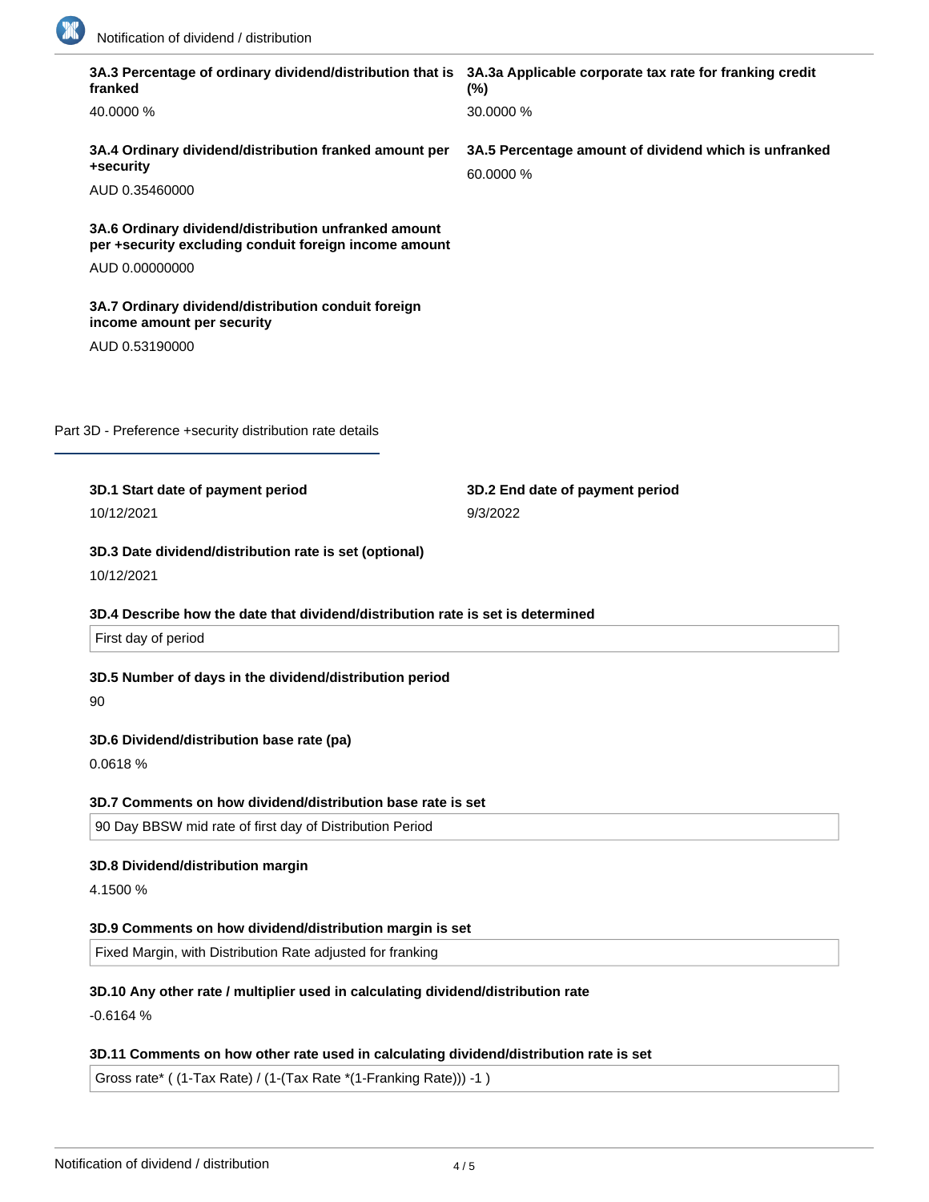**3A.3 Percentage of ordinary dividend/distribution that is franked**

40.0000 %

**3A.3a Applicable corporate tax rate for franking credit (%)**

30.0000 %

**3A.4 Ordinary dividend/distribution franked amount per +security**

AUD 0.35460000

**3A.5 Percentage amount of dividend which is unfranked**

60.0000 %

**3A.6 Ordinary dividend/distribution unfranked amount per +security excluding conduit foreign income amount**

AUD 0.00000000

**3A.7 Ordinary dividend/distribution conduit foreign income amount per security**

AUD 0.53190000

## Part 3D - Preference +security distribution rate details

**3D.1 Start date of payment period**

10/12/2021

**3D.2 End date of payment period**

9/3/2022

**3D.3 Date dividend/distribution rate is set (optional)**

10/12/2021

**3D.4 Describe how the date that dividend/distribution rate is set is determined**

First day of period

**3D.5 Number of days in the dividend/distribution period**

90

**3D.6 Dividend/distribution base rate (pa)**

0.0618 %

**3D.7 Comments on how dividend/distribution base rate is set**

90 Day BBSW mid rate of first day of Distribution Period

**3D.8 Dividend/distribution margin**

4.1500 %

**3D.9 Comments on how dividend/distribution margin is set**

Fixed Margin, with Distribution Rate adjusted for franking

**3D.10 Any other rate / multiplier used in calculating dividend/distribution rate**

-0.6164 %

**3D.11 Comments on how other rate used in calculating dividend/distribution rate is set**

Gross rate* ( (1-Tax Rate) / (1-(Tax Rate *(1-Franking Rate))) -1 )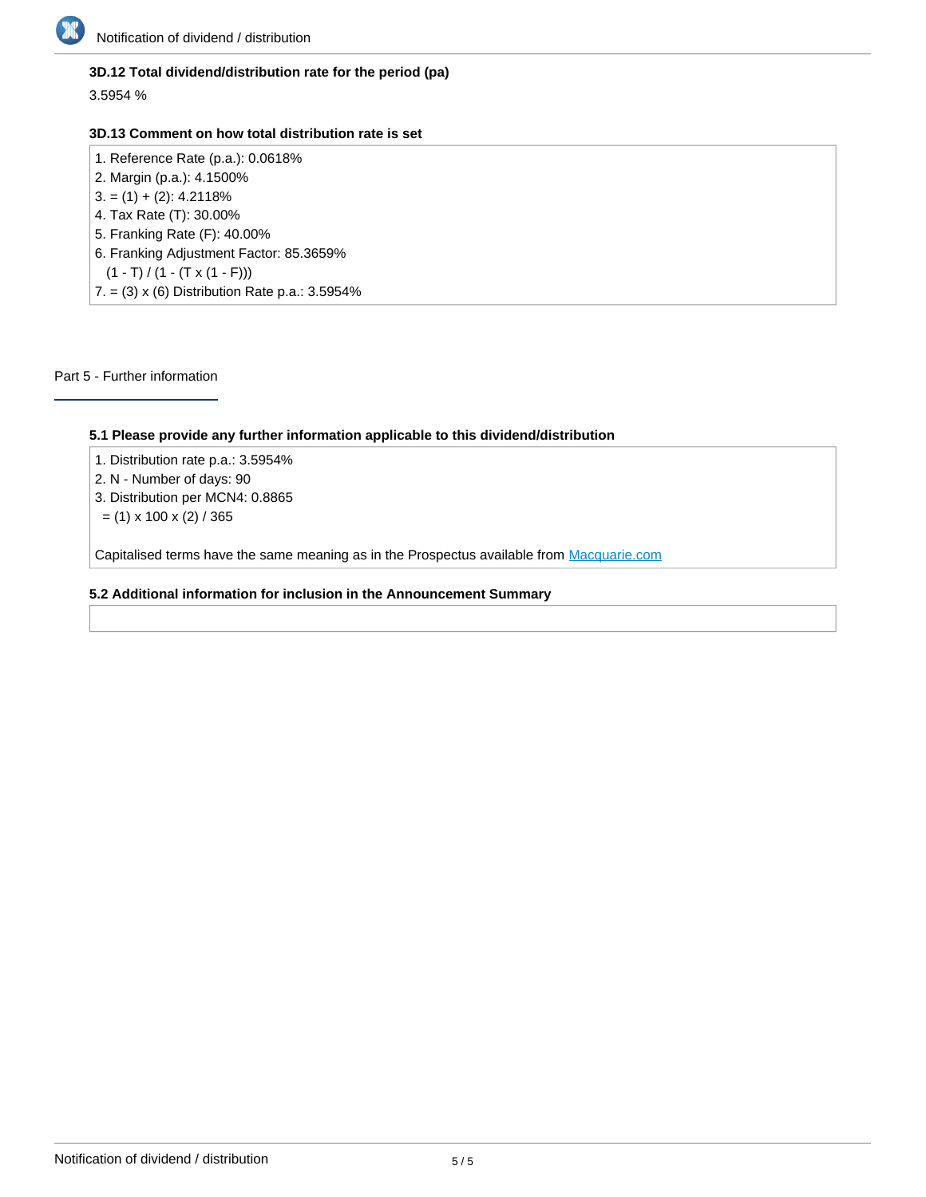### 3D.12 Total dividend/distribution rate for the period (pa)

3.5954 %

### 3D.13 Comment on how total distribution rate is set

1. Reference Rate (p.a.): 0.0618%
2. Margin (p.a.): 4.1500%
3. = (1) + (2): 4.2118%
4. Tax Rate (T): 30.00%
5. Franking Rate (F): 40.00%
6. Franking Adjustment Factor: 85.3659%
   (1 - T) / (1 - (T x (1 - F)))
7. = (3) x (6) Distribution Rate p.a.: 3.5954%

## Part 5 - Further information

### 5.1 Please provide any further information applicable to this dividend/distribution

1. Distribution rate p.a.: 3.5954%
2. N - Number of days: 90
3. Distribution per MCN4: 0.8865
   = (1) x 100 x (2) / 365

Capitalised terms have the same meaning as in the Prospectus available from [Macquarie.com](Macquarie.com)

### 5.2 Additional information for inclusion in the Announcement Summary